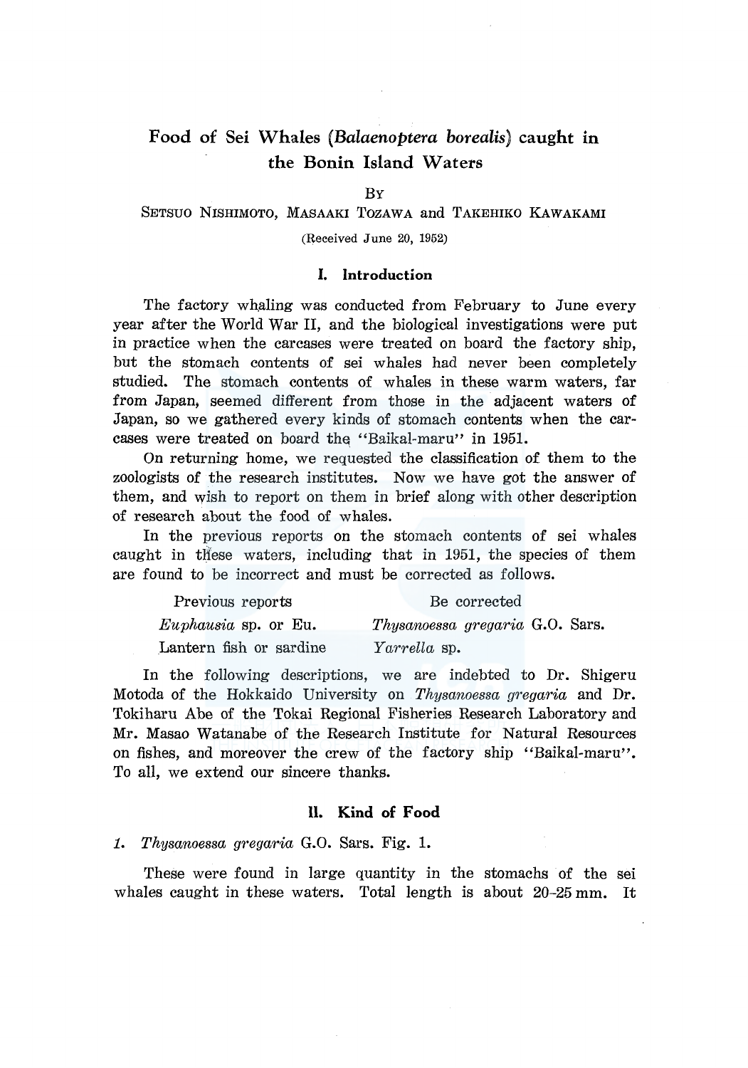# Food of Sei Whales (*Balaenoptera borealis*) caught in the Bonin Island Waters

BY

SETSUO NISHIMOTO, MASAAKI TOZAWA and TAKEHIKO KAWAKAMI

(Received June 20, 1952)

## I. Introduction

The factory whaling was conducted from February to June every year after the World War II, and the biological investigations were put in practice when the carcases were treated on board the factory ship, but the stomach contents of sei whales had never been completely studied. The stomach contents of whales in these warm waters, far from Japan, seemed different from those in the adjacent waters of Japan, so we gathered every kinds of stomach contents when the carcases were treated on board the "Baikal-maru" in 1951.

On returning home, we requested the classification of them to the zoologists of the research institutes. Now we have got the answer of them, and wish to report on them in brief along with other description of research about the food of whales.

In the previous reports on the stomach contents of sei whales caught in these waters, including that in 1951, the species of them are found to be incorrect and must be corrected as follows.

| Previous reports | Be corrected |
|---|---|
| *Euphausia* sp. or Eu. | *Thysanoessa gregaria* G.O. Sars. |
| Lantern fish or sardine | *Yarrella* sp. |

In the following descriptions, we are indebted to Dr. Shigeru Motoda of the Hokkaido University on *Thysanoessa gregaria* and Dr. Tokiharu Abe of the Tokai Regional Fisheries Research Laboratory and Mr. Masao Watanabe of the Research Institute for Natural Resources on fishes, and moreover the crew of the factory ship "Baikal-maru". To all, we extend our sincere thanks.

## II. Kind of Food

*1. Thysanoessa gregaria* G.O. Sars. Fig. 1.

These were found in large quantity in the stomachs of the sei whales caught in these waters. Total length is about 20–25 mm. It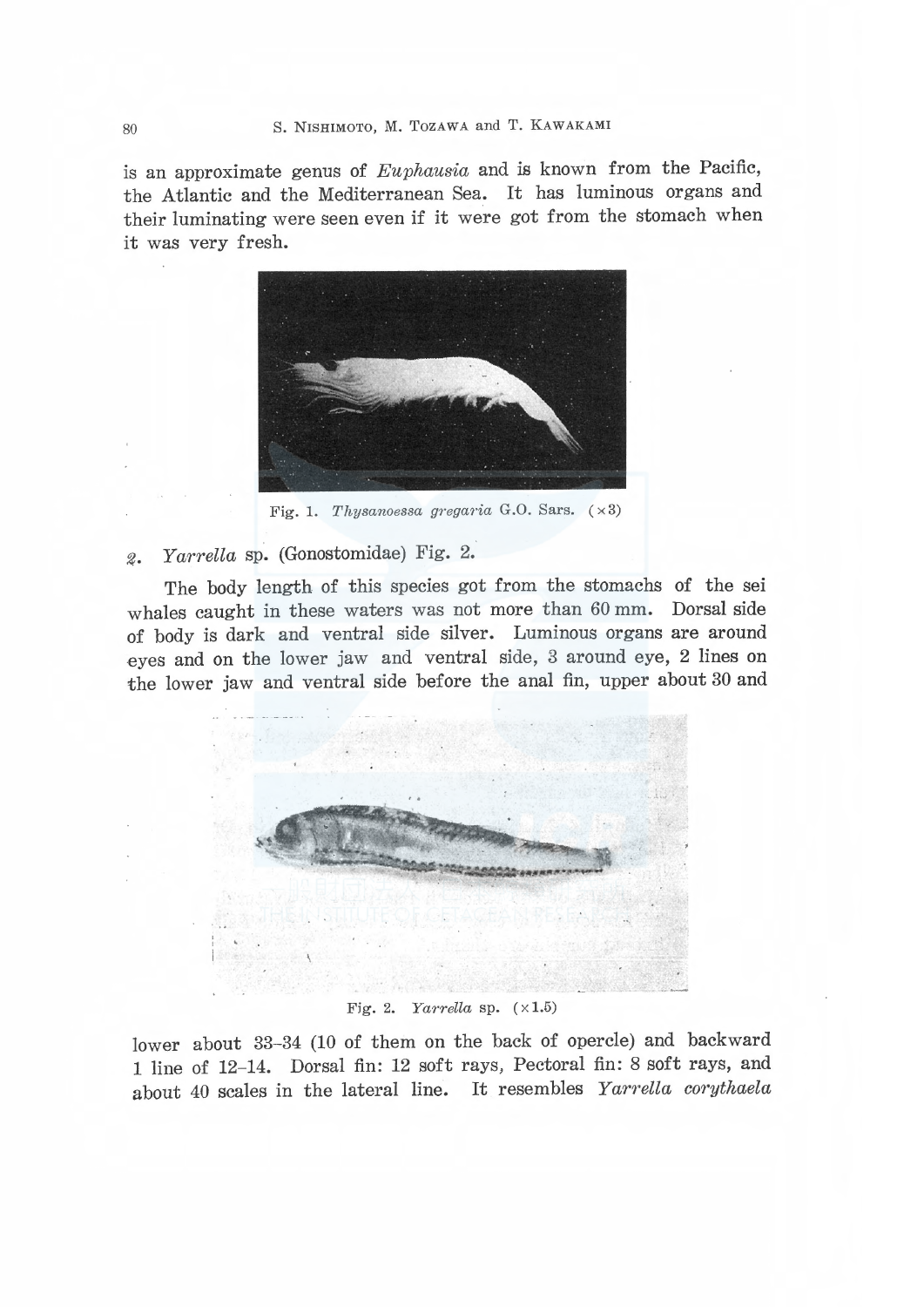is an approximate genus of *Euphausia* and is known from the Pacific, the Atlantic and the Mediterranean Sea. It has luminous organs and their luminating were seen even if it were got from the stomach when it was very fresh.

Fig. 1. *Thysanoessa gregaria* G.O. Sars. (×3)

2. *Yarrella* sp. (Gonostomidae) Fig. 2.

The body length of this species got from the stomachs of the sei whales caught in these waters was not more than 60 mm. Dorsal side of body is dark and ventral side silver. Luminous organs are around eyes and on the lower jaw and ventral side, 3 around eye, 2 lines on the lower jaw and ventral side before the anal fin, upper about 30 and

Fig. 2. *Yarrella* sp. (×1.5)

lower about 33–34 (10 of them on the back of opercle) and backward 1 line of 12–14. Dorsal fin: 12 soft rays, Pectoral fin: 8 soft rays, and about 40 scales in the lateral line. It resembles *Yarrella corythaela*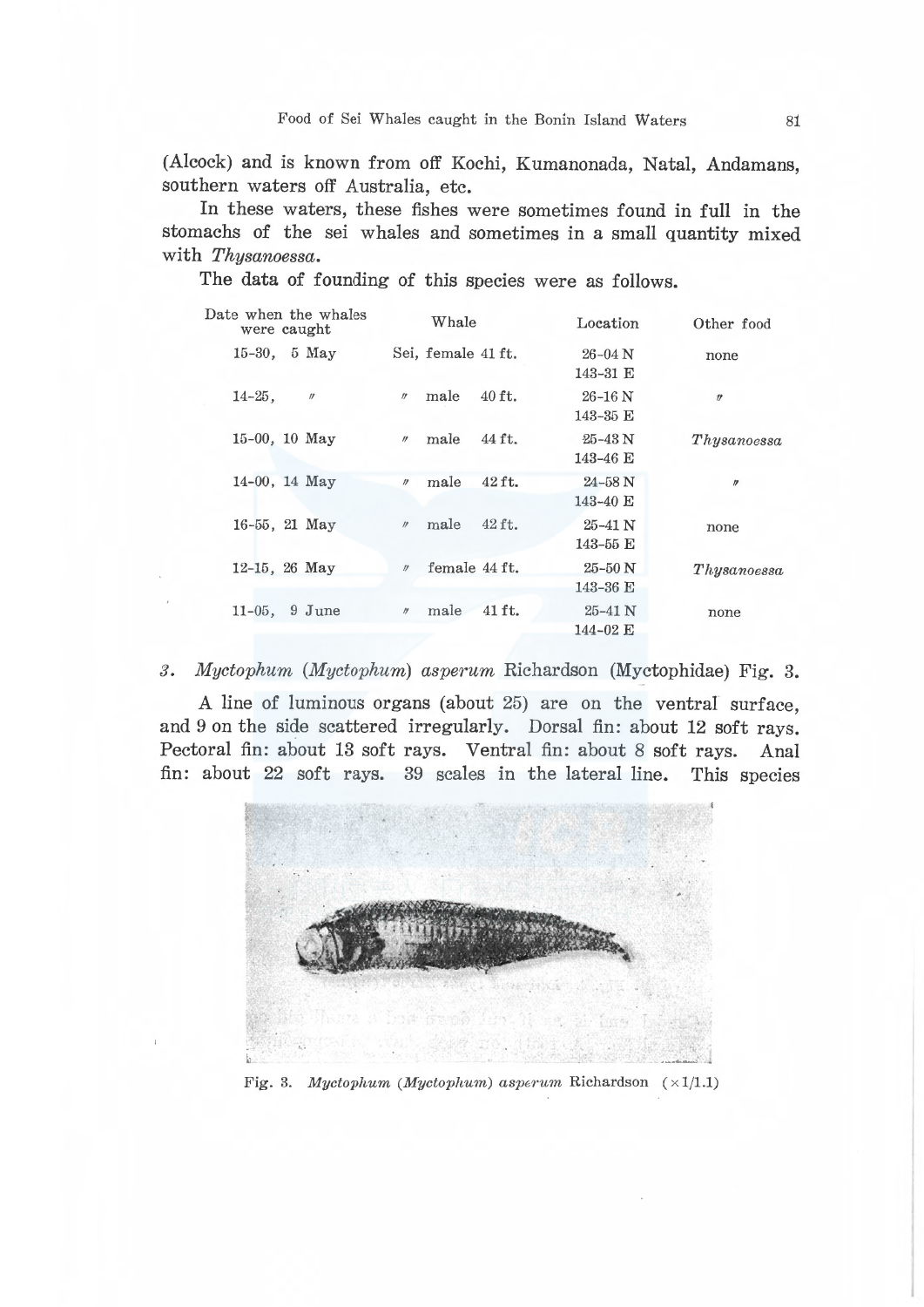(Alcock) and is known from off Kochi, Kumanonada, Natal, Andamans, southern waters off Australia, etc.

In these waters, these fishes were sometimes found in full in the stomachs of the sei whales and sometimes in a small quantity mixed with *Thysanoessa*.

The data of founding of this species were as follows.

| Date when the whales were caught | Whale | Location | Other food |
|---|---|---|---|
| 15-30, 5 May | Sei, female 41 ft. | 26-04 N 143-31 E | none |
| 14-25, 〃 | 〃 male 40 ft. | 26-16 N 143-35 E | 〃 |
| 15-00, 10 May | 〃 male 44 ft. | 25-43 N 143-46 E | *Thysanoessa* |
| 14-00, 14 May | 〃 male 42 ft. | 24-58 N 143-40 E | 〃 |
| 16-55, 21 May | 〃 male 42 ft. | 25-41 N 143-55 E | none |
| 12-15, 26 May | 〃 female 44 ft. | 25-50 N 143-36 E | *Thysanoessa* |
| 11-05, 9 June | 〃 male 41 ft. | 25-41 N 144-02 E | none |

3. *Myctophum* (*Myctophum*) *asperum* Richardson (Myctophidae) Fig. 3.

A line of luminous organs (about 25) are on the ventral surface, and 9 on the side scattered irregularly. Dorsal fin: about 12 soft rays. Pectoral fin: about 13 soft rays. Ventral fin: about 8 soft rays. Anal fin: about 22 soft rays. 39 scales in the lateral line. This species

Fig. 3. *Myctophum* (*Myctophum*) *asperum* Richardson ($\times 1/1.1$)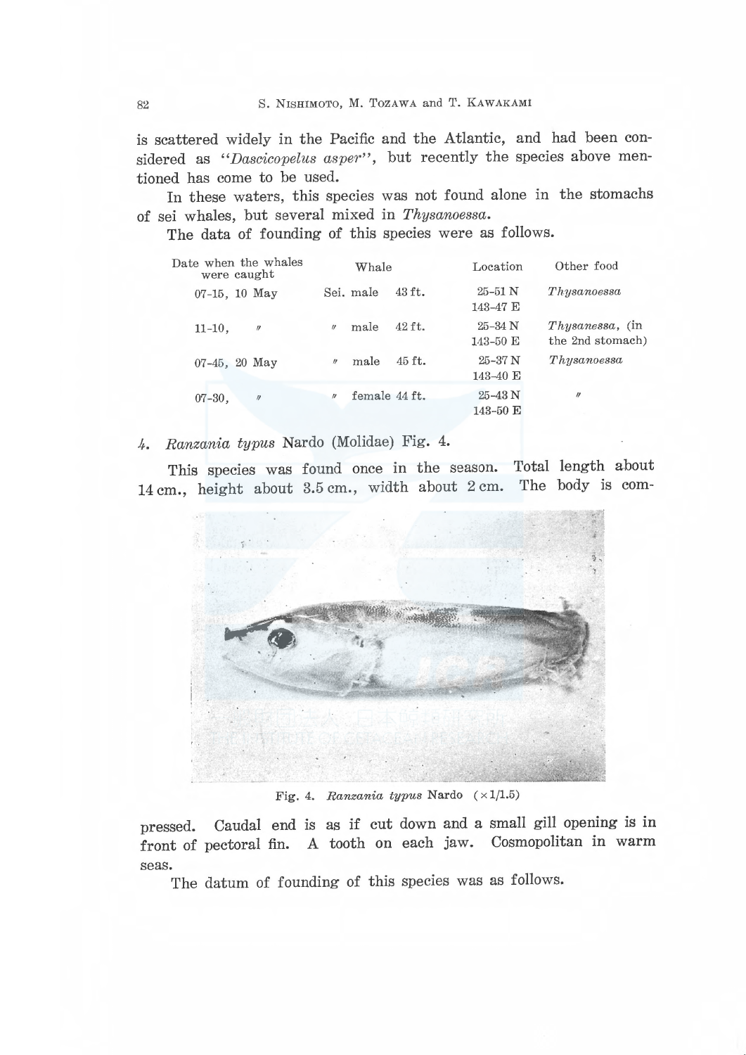is scattered widely in the Pacific and the Atlantic, and had been considered as "*Dascicopelus asper*", but recently the species above mentioned has come to be used.

In these waters, this species was not found alone in the stomachs of sei whales, but several mixed in *Thysanoessa*.

The data of founding of this species were as follows.

| Date when the whales were caught | Whale | | Location | Other food |
|---|---|---|---|---|
| 07-15, 10 May | Sei. male | 43 ft. | 25-51 N 143-47 E | *Thysanoessa* |
| 11-10, 〃 | 〃 male | 42 ft. | 25-34 N 143-50 E | *Thysanessa*, (in the 2nd stomach) |
| 07-45, 20 May | 〃 male | 45 ft. | 25-37 N 143-40 E | *Thysanoessa* |
| 07-30, 〃 | 〃 female | 44 ft. | 25-43 N 143-50 E | 〃 |

4. *Ranzania typus* Nardo (Molidae) Fig. 4.

This species was found once in the season. Total length about 14 cm., height about 3.5 cm., width about 2 cm. The body is compressed. Caudal end is as if cut down and a small gill opening is in front of pectoral fin. A tooth on each jaw. Cosmopolitan in warm seas.

Fig. 4. *Ranzania typus* Nardo (×1/1.5)

The datum of founding of this species was as follows.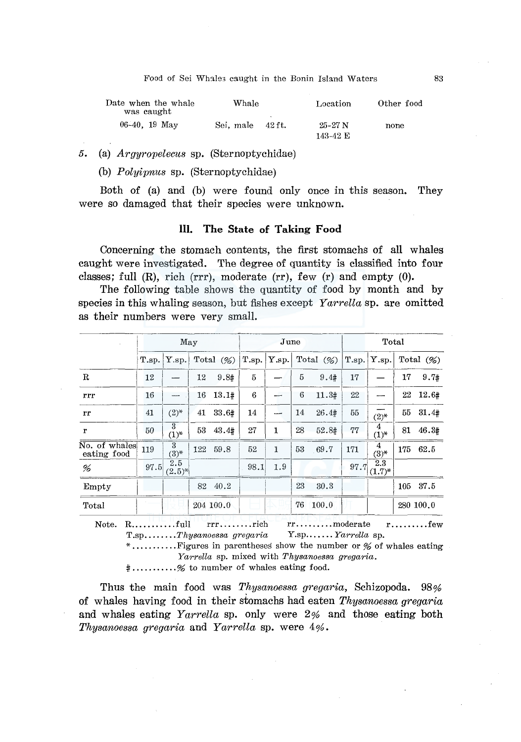| Date when the whale was caught | Whale | Location | Other food |
|---|---|---|---|
| 06-40, 19 May | Sei, male 42 ft. | 25-27 N 143-42 E | none |

5. (a) *Argyropelecus* sp. (Sternoptychidae)

   (b) *Polyipnus* sp. (Sternoptychidae)

Both of (a) and (b) were found only once in this season. They were so damaged that their species were unknown.

### III. The State of Taking Food

Concerning the stomach contents, the first stomachs of all whales caught were investigated. The degree of quantity is classified into four classes; full (R), rich (rrr), moderate (rr), few (r) and empty (0).

The following table shows the quantity of food by month and by species in this whaling season, but fishes except *Yarrella* sp. are omitted as their numbers were very small.

| | May | | | | June | | | | Total | | | |
|---|---|---|---|---|---|---|---|---|---|---|---|---|
| | T.sp. | Y.sp. | Total | (%) | T.sp. | Y.sp. | Total | (%) | T.sp. | Y.sp. | Total | (%) |
| R | 12 | — | 12 | 9.8# | 5 | — | 5 | 9.4# | 17 | — | 17 | 9.7# |
| rrr | 16 | — | 16 | 13.1# | 6 | — | 6 | 11.3# | 22 | — | 22 | 12.6# |
| rr | 41 | (2)* | 41 | 33.6# | 14 | — | 14 | 26.4# | 55 | — (2)* | 55 | 31.4# |
| r | 50 | 3 (1)* | 53 | 43.4# | 27 | 1 | 28 | 52.8# | 77 | 4 (1)* | 81 | 46.3# |
| No. of whales eating food | 119 | 3 (3)* | 122 | 59.8 | 52 | 1 | 53 | 69.7 | 171 | 4 (3)* | 175 | 62.5 |
| % | 97.5 | 2.5 (2.5)* | | | 98.1 | 1.9 | | | 97.7 | 2.3 (1.7)* | | |
| Empty | | | 82 | 40.2 | | | 23 | 30.3 | | | 105 | 37.5 |
| Total | | | 204 | 100.0 | | | 76 | 100.0 | | | 280 | 100.0 |

Note. R..........full  rrr........rich  rr.........moderate  r.........few

T.sp........*Thysanoessa gregaria*  Y.sp.......*Yarrella* sp.

*...........Figures in parentheses show the number or % of whales eating *Yarrella* sp. mixed with *Thysanoessa gregaria*.

#...........% to number of whales eating food.

Thus the main food was *Thysanoessa gregaria*, Schizopoda. 98% of whales having food in their stomachs had eaten *Thysanoessa gregaria* and whales eating *Yarrella* sp. only were 2% and those eating both *Thysanoessa gregaria* and *Yarrella* sp. were 4%.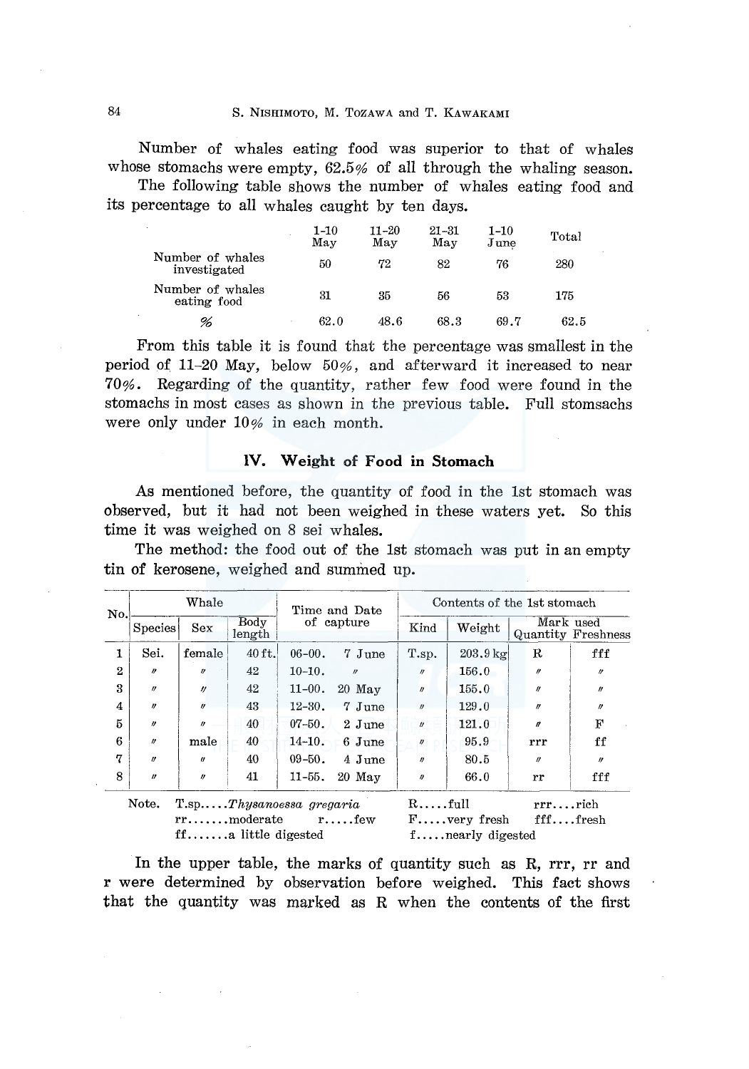Number of whales eating food was superior to that of whales whose stomachs were empty, 62.5% of all through the whaling season.

The following table shows the number of whales eating food and its percentage to all whales caught by ten days.

| | 1–10 May | 11–20 May | 21–31 May | 1–10 June | Total |
|---|---|---|---|---|---|
| Number of whales investigated | 50 | 72 | 82 | 76 | 280 |
| Number of whales eating food | 31 | 35 | 56 | 53 | 175 |
| % | 62.0 | 48.6 | 68.3 | 69.7 | 62.5 |

From this table it is found that the percentage was smallest in the period of 11–20 May, below 50%, and afterward it increased to near 70%. Regarding of the quantity, rather few food were found in the stomachs in most cases as shown in the previous table. Full stomsachs were only under 10% in each month.

## IV. Weight of Food in Stomach

As mentioned before, the quantity of food in the 1st stomach was observed, but it had not been weighed in these waters yet. So this time it was weighed on 8 sei whales.

The method: the food out of the 1st stomach was put in an empty tin of kerosene, weighed and summed up.

| No. | Whale | | | Time and Date of capture | Contents of the 1st stomach | | | |
|---|---|---|---|---|---|---|---|---|
| | Species | Sex | Body length | | Kind | Weight | Mark used Quantity | Freshness |
| 1 | Sei. | female | 40 ft. | 06-00. 7 June | T.sp. | 203.9 kg | R | fff |
| 2 | 〃 | 〃 | 42 | 10-10. 〃 | 〃 | 156.0 | 〃 | 〃 |
| 3 | 〃 | 〃 | 42 | 11-00. 20 May | 〃 | 155.0 | 〃 | 〃 |
| 4 | 〃 | 〃 | 43 | 12-30. 7 June | 〃 | 129.0 | 〃 | 〃 |
| 5 | 〃 | 〃 | 40 | 07-50. 2 June | 〃 | 121.0 | 〃 | F |
| 6 | 〃 | male | 40 | 14-10. 6 June | 〃 | 95.9 | rrr | ff |
| 7 | 〃 | 〃 | 40 | 09-50. 4 June | 〃 | 80.5 | 〃 | 〃 |
| 8 | 〃 | 〃 | 41 | 11-55. 20 May | 〃 | 66.0 | rr | fff |

Note. T.sp.....*Thysanoessa gregaria* R.....full rrr....rich
rr.......moderate r.....few F.....very fresh fff....fresh
ff.......a little digested f.....nearly digested

In the upper table, the marks of quantity such as R, rrr, rr and r were determined by observation before weighed. This fact shows that the quantity was marked as R when the contents of the first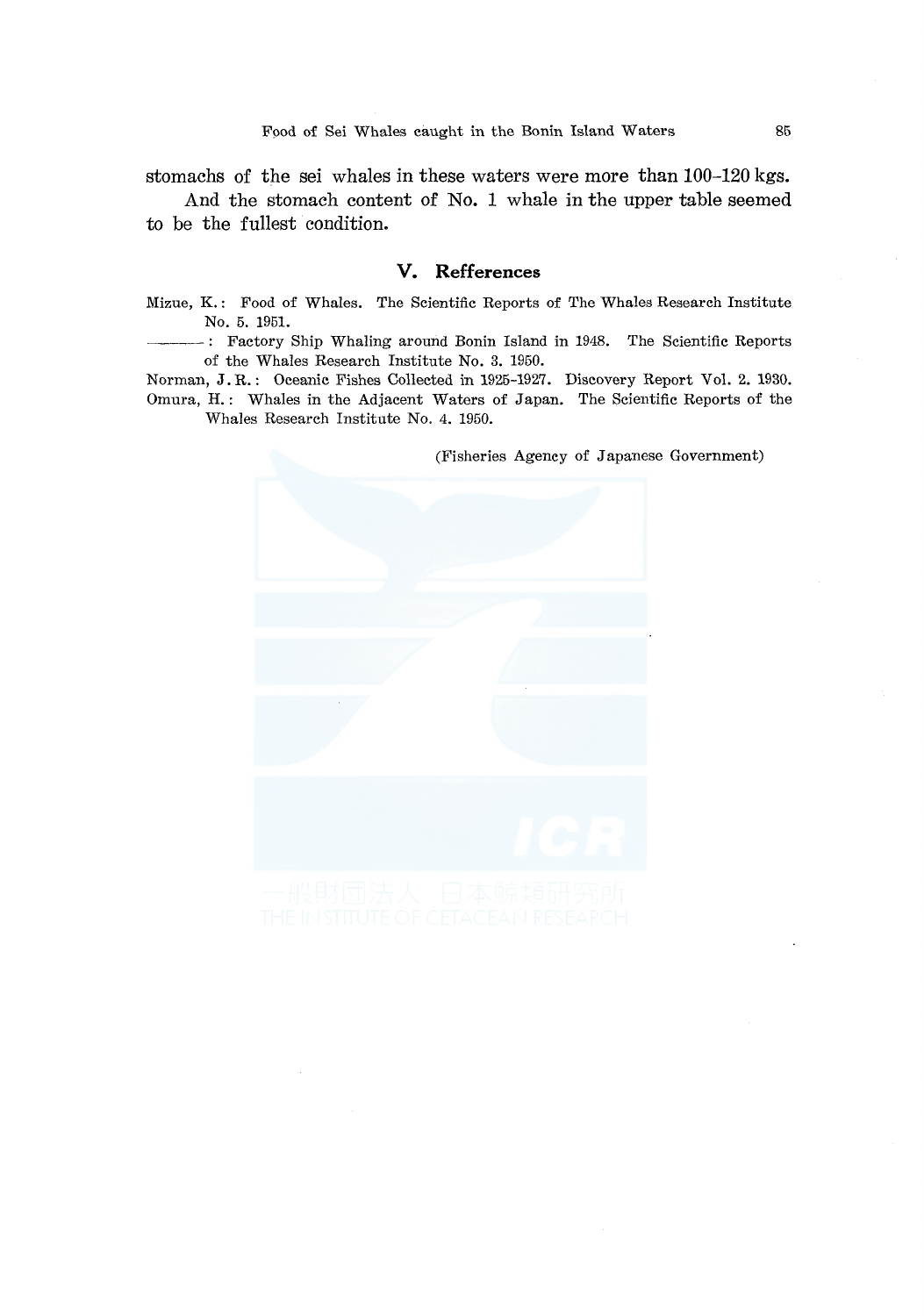stomachs of the sei whales in these waters were more than 100–120 kgs.

And the stomach content of No. 1 whale in the upper table seemed to be the fullest condition.

## V. Refferences

Mizue, K.: Food of Whales. The Scientific Reports of The Whales Research Institute No. 5. 1951.

———: Factory Ship Whaling around Bonin Island in 1948. The Scientific Reports of the Whales Research Institute No. 3. 1950.

Norman, J. R.: Oceanic Fishes Collected in 1925–1927. Discovery Report Vol. 2. 1930.

Omura, H.: Whales in the Adjacent Waters of Japan. The Scientific Reports of the Whales Research Institute No. 4. 1950.

(Fisheries Agency of Japanese Government)